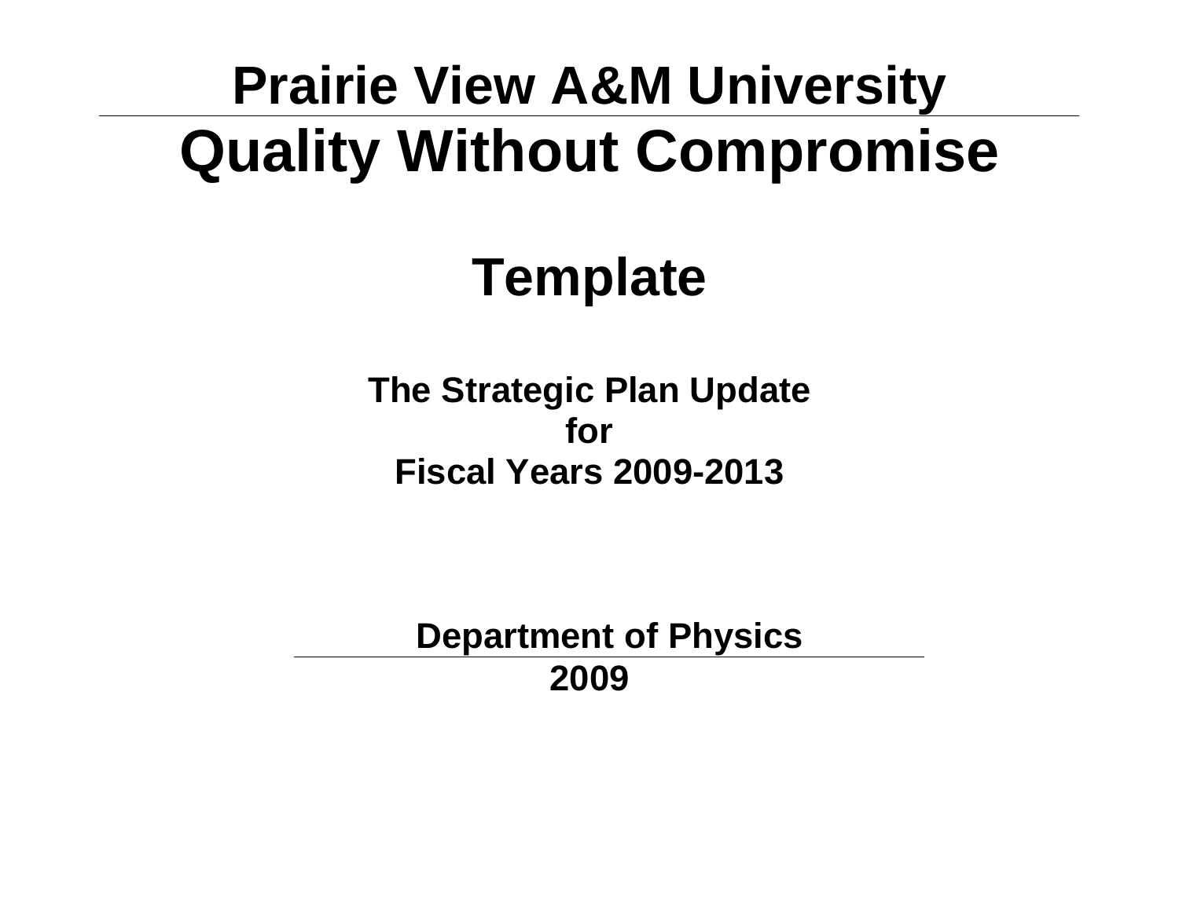# Prairie View A&M University

# Quality Without Compromise

## Template

### The Strategic Plan Update
### for
### Fiscal Years 2009-2013

**Department of Physics**

**2009**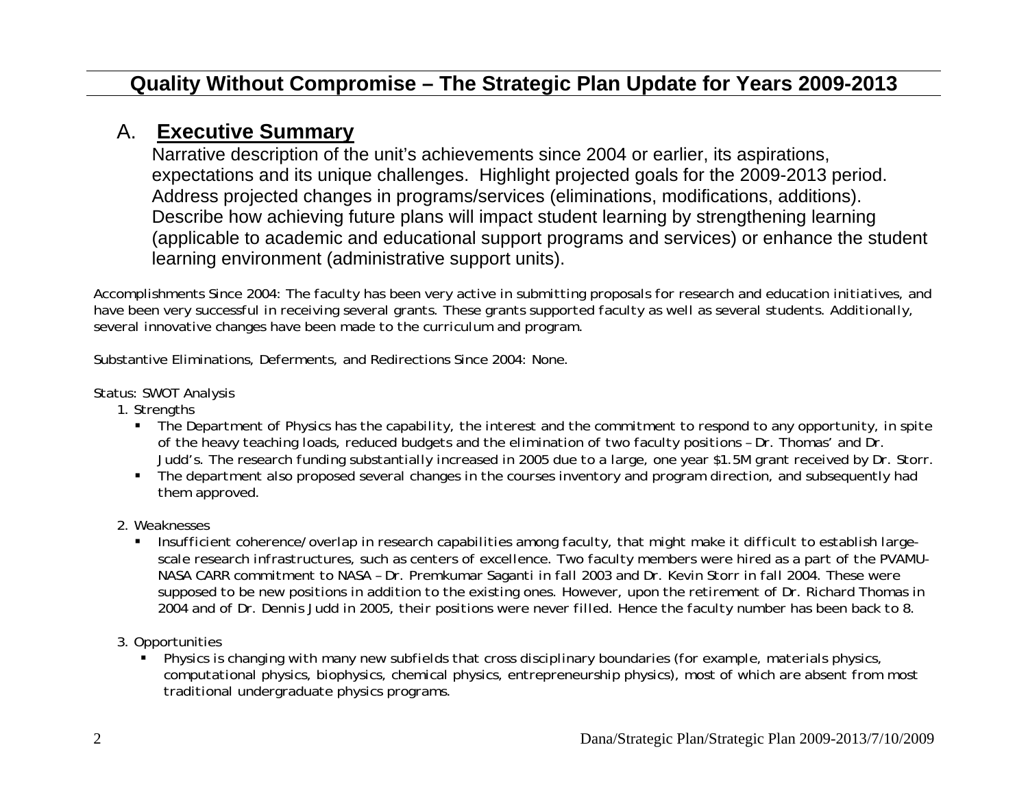## Quality Without Compromise – The Strategic Plan Update for Years 2009-2013

### A. **Executive Summary**

Narrative description of the unit's achievements since 2004 or earlier, its aspirations, expectations and its unique challenges. Highlight projected goals for the 2009-2013 period. Address projected changes in programs/services (eliminations, modifications, additions). Describe how achieving future plans will impact student learning by strengthening learning (applicable to academic and educational support programs and services) or enhance the student learning environment (administrative support units).

Accomplishments Since 2004: The faculty has been very active in submitting proposals for research and education initiatives, and have been very successful in receiving several grants. These grants supported faculty as well as several students. Additionally, several innovative changes have been made to the curriculum and program.

Substantive Eliminations, Deferments, and Redirections Since 2004: None.

Status: SWOT Analysis

1. Strengths
   - The Department of Physics has the capability, the interest and the commitment to respond to any opportunity, in spite of the heavy teaching loads, reduced budgets and the elimination of two faculty positions – Dr. Thomas' and Dr. Judd's. The research funding substantially increased in 2005 due to a large, one year $1.5M grant received by Dr. Storr.
   - The department also proposed several changes in the courses inventory and program direction, and subsequently had them approved.

2. Weaknesses
   - Insufficient coherence/overlap in research capabilities among faculty, that might make it difficult to establish large-scale research infrastructures, such as centers of excellence. Two faculty members were hired as a part of the PVAMU-NASA CARR commitment to NASA – Dr. Premkumar Saganti in fall 2003 and Dr. Kevin Storr in fall 2004. These were supposed to be new positions in addition to the existing ones. However, upon the retirement of Dr. Richard Thomas in 2004 and of Dr. Dennis Judd in 2005, their positions were never filled. Hence the faculty number has been back to 8.

3. Opportunities
   - Physics is changing with many new subfields that cross disciplinary boundaries (for example, materials physics, computational physics, biophysics, chemical physics, entrepreneurship physics), most of which are absent from most traditional undergraduate physics programs.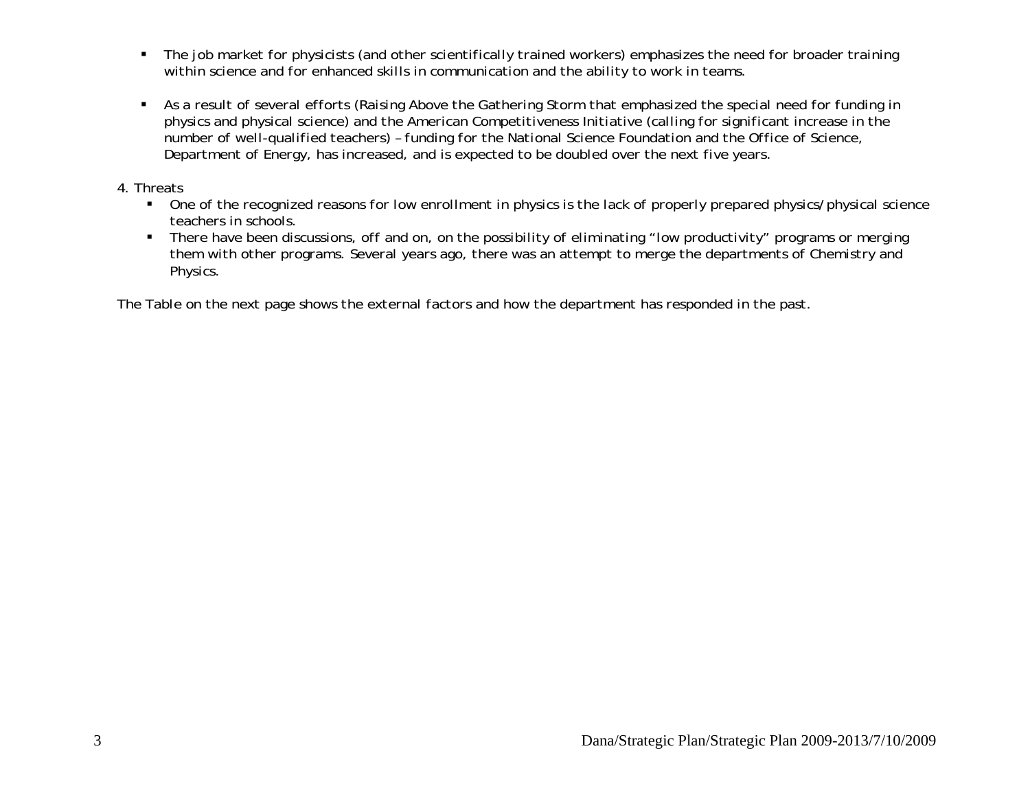- The job market for physicists (and other scientifically trained workers) emphasizes the need for broader training within science and for enhanced skills in communication and the ability to work in teams.

- As a result of several efforts (Raising Above the Gathering Storm that emphasized the special need for funding in physics and physical science) and the American Competitiveness Initiative (calling for significant increase in the number of well-qualified teachers) – funding for the National Science Foundation and the Office of Science, Department of Energy, has increased, and is expected to be doubled over the next five years.

4. Threats

- One of the recognized reasons for low enrollment in physics is the lack of properly prepared physics/physical science teachers in schools.
- There have been discussions, off and on, on the possibility of eliminating "low productivity" programs or merging them with other programs. Several years ago, there was an attempt to merge the departments of Chemistry and Physics.

The Table on the next page shows the external factors and how the department has responded in the past.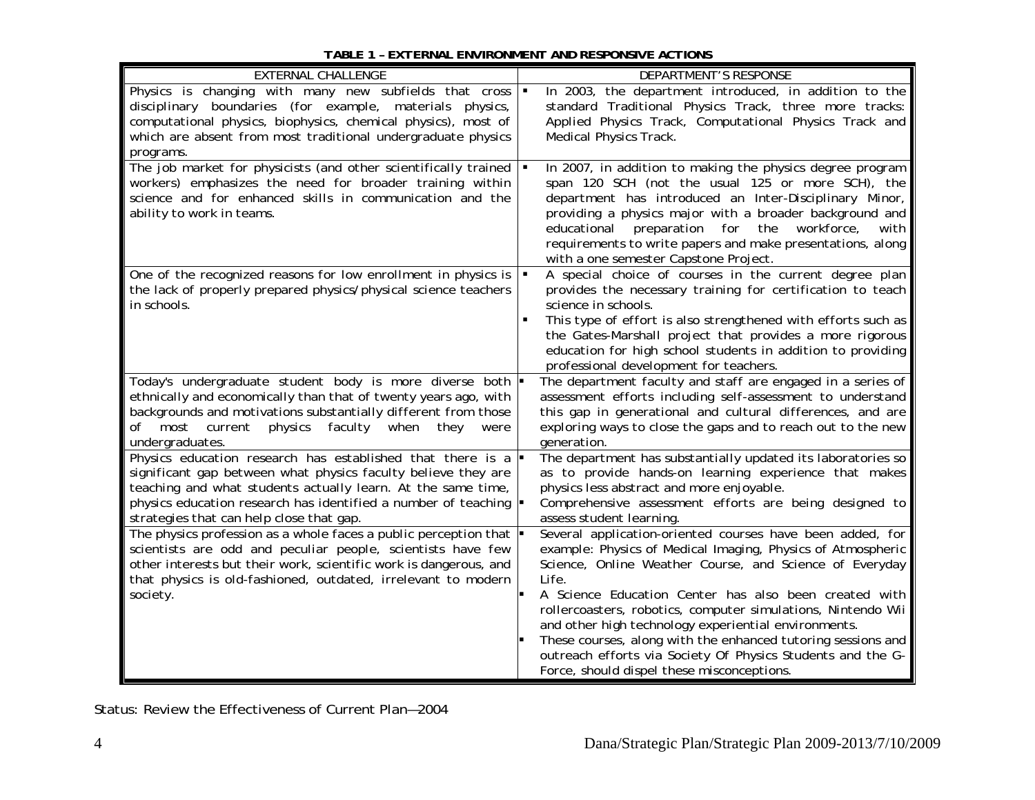**TABLE 1 – EXTERNAL ENVIRONMENT AND RESPONSIVE ACTIONS**

| EXTERNAL CHALLENGE | DEPARTMENT'S RESPONSE |
|---|---|
| Physics is changing with many new subfields that cross disciplinary boundaries (for example, materials physics, computational physics, biophysics, chemical physics), most of which are absent from most traditional undergraduate physics programs. | ▪ In 2003, the department introduced, in addition to the standard Traditional Physics Track, three more tracks: Applied Physics Track, Computational Physics Track and Medical Physics Track. |
| The job market for physicists (and other scientifically trained workers) emphasizes the need for broader training within science and for enhanced skills in communication and the ability to work in teams. | ▪ In 2007, in addition to making the physics degree program span 120 SCH (not the usual 125 or more SCH), the department has introduced an Inter-Disciplinary Minor, providing a physics major with a broader background and educational preparation for the workforce, with requirements to write papers and make presentations, along with a one semester Capstone Project. |
| One of the recognized reasons for low enrollment in physics is the lack of properly prepared physics/physical science teachers in schools. | ▪ A special choice of courses in the current degree plan provides the necessary training for certification to teach science in schools.<br>▪ This type of effort is also strengthened with efforts such as the Gates-Marshall project that provides a more rigorous education for high school students in addition to providing professional development for teachers. |
| Today's undergraduate student body is more diverse both ethnically and economically than that of twenty years ago, with backgrounds and motivations substantially different from those of most current physics faculty when they were undergraduates. | ▪ The department faculty and staff are engaged in a series of assessment efforts including self-assessment to understand this gap in generational and cultural differences, and are exploring ways to close the gaps and to reach out to the new generation. |
| Physics education research has established that there is a significant gap between what physics faculty believe they are teaching and what students actually learn. At the same time, physics education research has identified a number of teaching strategies that can help close that gap. | ▪ The department has substantially updated its laboratories so as to provide hands-on learning experience that makes physics less abstract and more enjoyable.<br>▪ Comprehensive assessment efforts are being designed to assess student learning. |
| The physics profession as a whole faces a public perception that scientists are odd and peculiar people, scientists have few other interests but their work, scientific work is dangerous, and that physics is old-fashioned, outdated, irrelevant to modern society. | ▪ Several application-oriented courses have been added, for example: Physics of Medical Imaging, Physics of Atmospheric Science, Online Weather Course, and Science of Everyday Life.<br>▪ A Science Education Center has also been created with rollercoasters, robotics, computer simulations, Nintendo Wii and other high technology experiential environments.<br>▪ These courses, along with the enhanced tutoring sessions and outreach efforts via Society Of Physics Students and the G-Force, should dispel these misconceptions. |

Status: Review the Effectiveness of Current Plan—2004

Dana/Strategic Plan/Strategic Plan 2009-2013/7/10/2009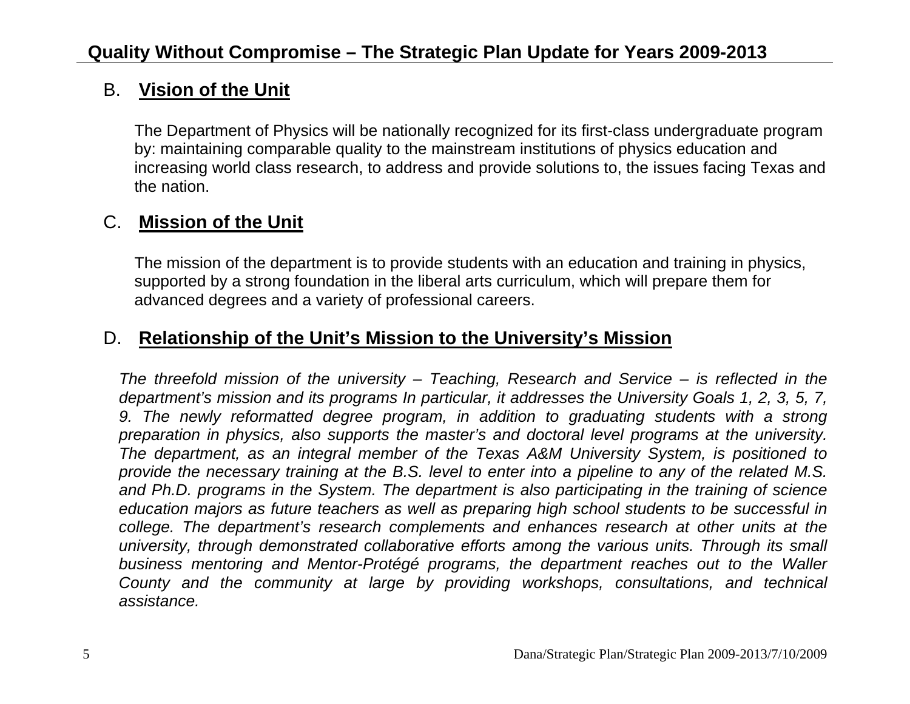## B. Vision of the Unit

The Department of Physics will be nationally recognized for its first-class undergraduate program by: maintaining comparable quality to the mainstream institutions of physics education and increasing world class research, to address and provide solutions to, the issues facing Texas and the nation.

## C. Mission of the Unit

The mission of the department is to provide students with an education and training in physics, supported by a strong foundation in the liberal arts curriculum, which will prepare them for advanced degrees and a variety of professional careers.

## D. Relationship of the Unit's Mission to the University's Mission

*The threefold mission of the university – Teaching, Research and Service – is reflected in the department's mission and its programs In particular, it addresses the University Goals 1, 2, 3, 5, 7, 9. The newly reformatted degree program, in addition to graduating students with a strong preparation in physics, also supports the master's and doctoral level programs at the university. The department, as an integral member of the Texas A&M University System, is positioned to provide the necessary training at the B.S. level to enter into a pipeline to any of the related M.S. and Ph.D. programs in the System. The department is also participating in the training of science education majors as future teachers as well as preparing high school students to be successful in college. The department's research complements and enhances research at other units at the university, through demonstrated collaborative efforts among the various units. Through its small business mentoring and Mentor-Protégé programs, the department reaches out to the Waller County and the community at large by providing workshops, consultations, and technical assistance.*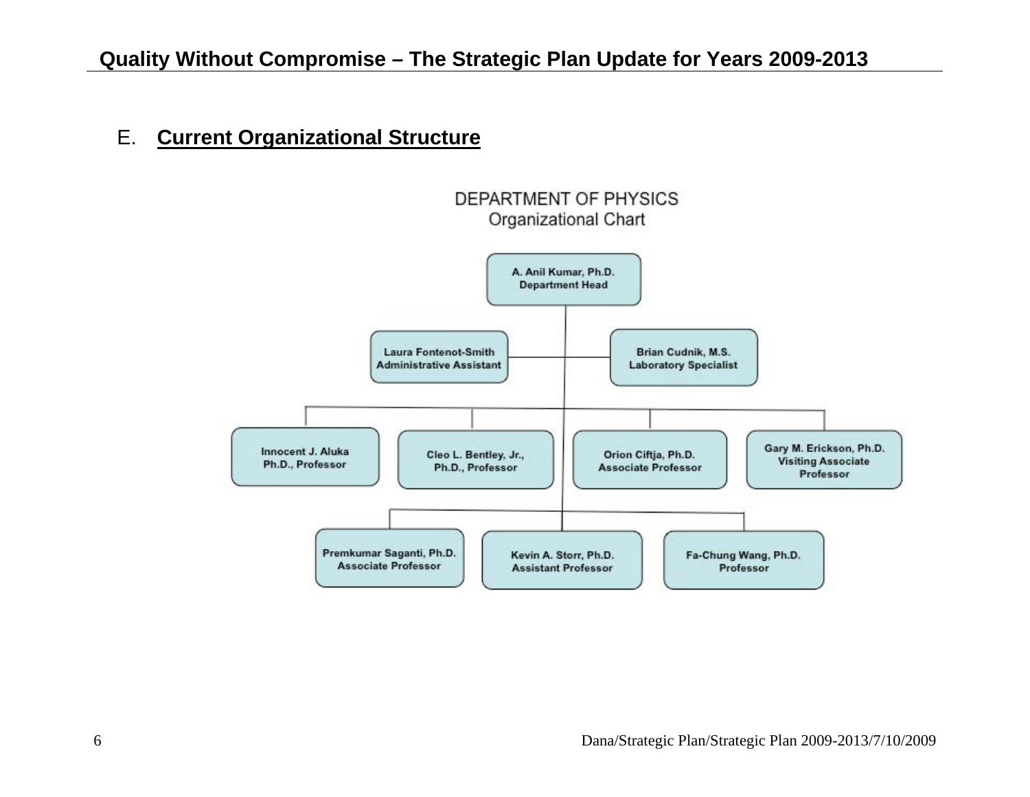## E. Current Organizational Structure

DEPARTMENT OF PHYSICS
Organizational Chart

A. Anil Kumar, Ph.D.
Department Head

Laura Fontenot-Smith
Administrative Assistant

Brian Cudnik, M.S.
Laboratory Specialist

Innocent J. Aluka
Ph.D., Professor

Cleo L. Bentley, Jr.,
Ph.D., Professor

Orion Ciftja, Ph.D.
Associate Professor

Gary M. Erickson, Ph.D.
Visiting Associate
Professor

Premkumar Saganti, Ph.D.
Associate Professor

Kevin A. Storr, Ph.D.
Assistant Professor

Fa-Chung Wang, Ph.D.
Professor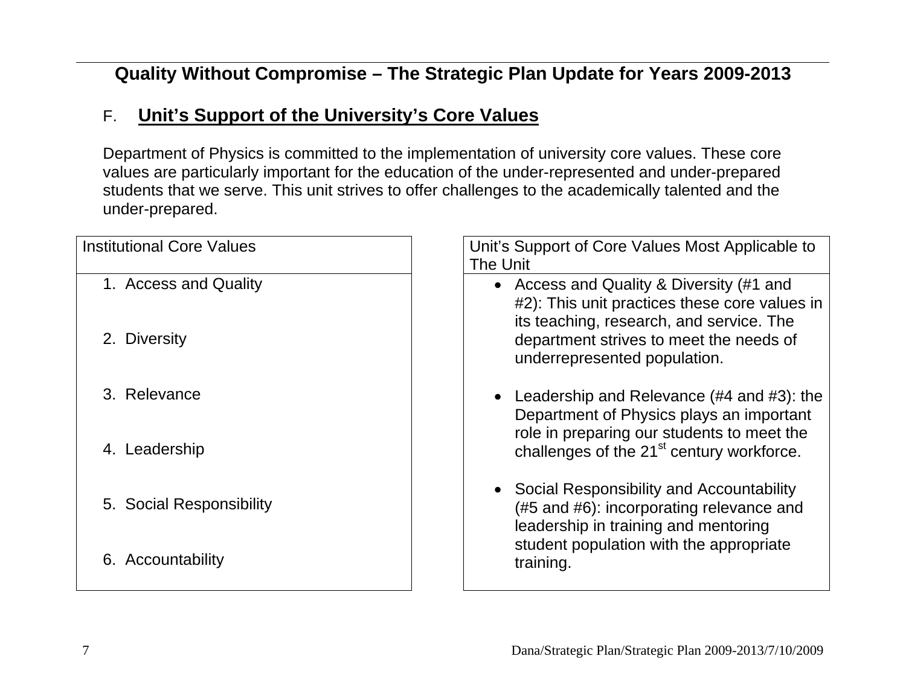# Quality Without Compromise – The Strategic Plan Update for Years 2009-2013

## F. **Unit's Support of the University's Core Values**

Department of Physics is committed to the implementation of university core values. These core values are particularly important for the education of the under-represented and under-prepared students that we serve. This unit strives to offer challenges to the academically talented and the under-prepared.

| Institutional Core Values |
|---|
| 1. Access and Quality<br><br>2. Diversity<br><br>3. Relevance<br><br>4. Leadership<br><br>5. Social Responsibility<br><br>6. Accountability |

| Unit's Support of Core Values Most Applicable to The Unit |
|---|
| • Access and Quality & Diversity (#1 and #2): This unit practices these core values in its teaching, research, and service. The department strives to meet the needs of underrepresented population.<br><br>• Leadership and Relevance (#4 and #3): the Department of Physics plays an important role in preparing our students to meet the challenges of the 21st century workforce.<br><br>• Social Responsibility and Accountability (#5 and #6): incorporating relevance and leadership in training and mentoring student population with the appropriate training. |

Dana/Strategic Plan/Strategic Plan 2009-2013/7/10/2009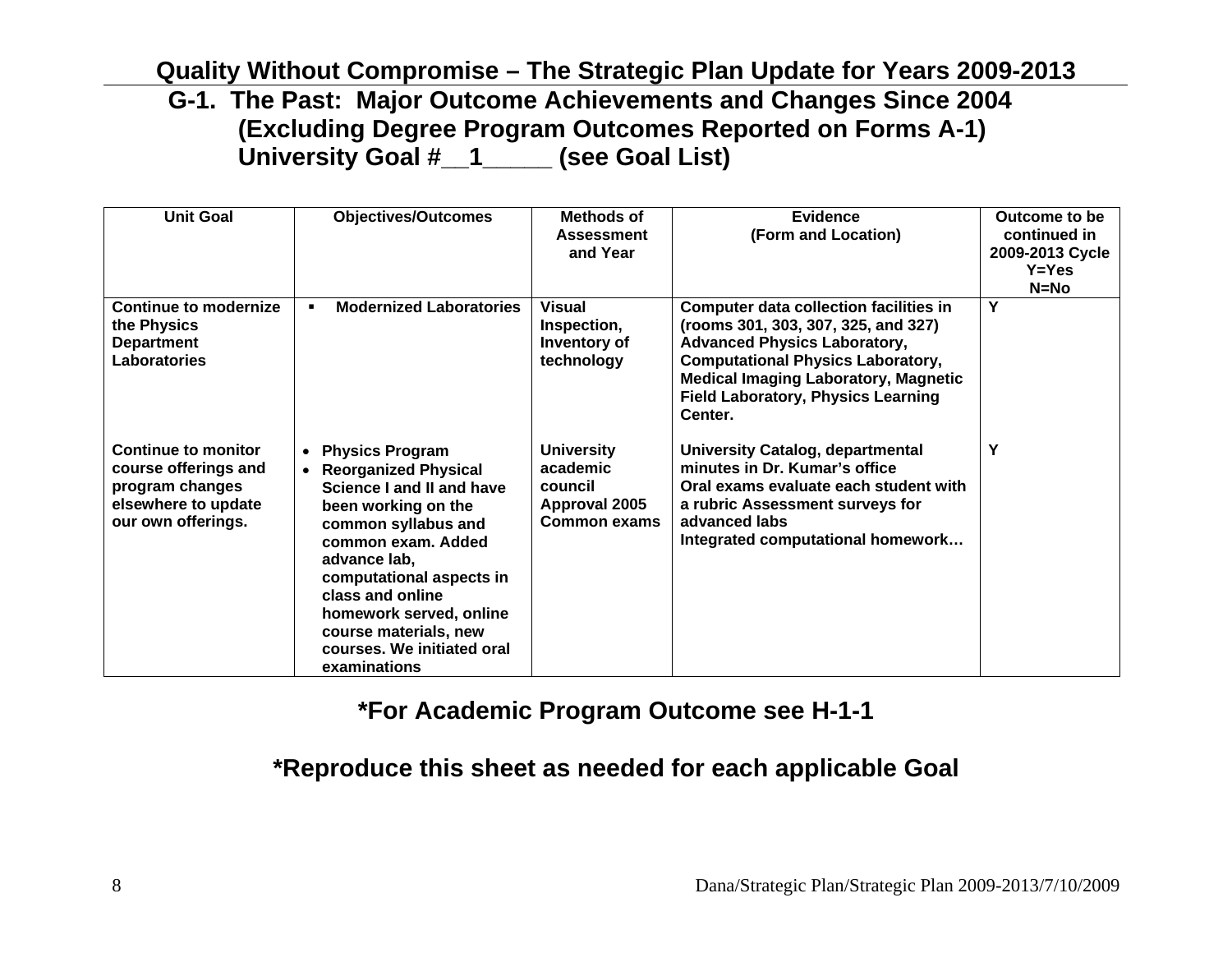## Quality Without Compromise – The Strategic Plan Update for Years 2009-2013

### G-1. The Past: Major Outcome Achievements and Changes Since 2004 (Excluding Degree Program Outcomes Reported on Forms A-1) University Goal #__1_____ (see Goal List)

| Unit Goal | Objectives/Outcomes | Methods of Assessment and Year | Evidence (Form and Location) | Outcome to be continued in 2009-2013 Cycle Y=Yes N=No |
|---|---|---|---|---|
| **Continue to modernize the Physics Department Laboratories** | ▪ **Modernized Laboratories** | **Visual Inspection, Inventory of technology** | **Computer data collection facilities in (rooms 301, 303, 307, 325, and 327) Advanced Physics Laboratory, Computational Physics Laboratory, Medical Imaging Laboratory, Magnetic Field Laboratory, Physics Learning Center.** | **Y** |
| **Continue to monitor course offerings and program changes elsewhere to update our own offerings.** | • **Physics Program** <br> • **Reorganized Physical Science I and II and have been working on the common syllabus and common exam. Added advance lab, computational aspects in class and online homework served, online course materials, new courses. We initiated oral examinations** | **University academic council Approval 2005 Common exams** | **University Catalog, departmental minutes in Dr. Kumar's office Oral exams evaluate each student with a rubric Assessment surveys for advanced labs Integrated computational homework…** | **Y** |

**\*For Academic Program Outcome see H-1-1**

**\*Reproduce this sheet as needed for each applicable Goal**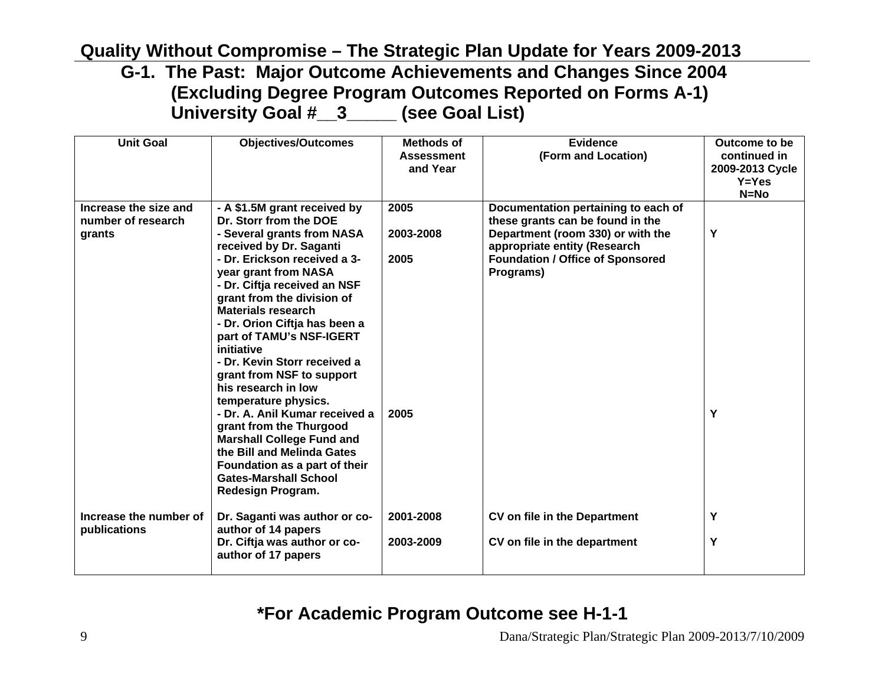## Quality Without Compromise – The Strategic Plan Update for Years 2009-2013

### G-1. The Past: Major Outcome Achievements and Changes Since 2004 (Excluding Degree Program Outcomes Reported on Forms A-1) University Goal #__3_____ (see Goal List)

| Unit Goal | Objectives/Outcomes | Methods of Assessment and Year | Evidence (Form and Location) | Outcome to be continued in 2009-2013 Cycle Y=Yes N=No |
|---|---|---|---|---|
| Increase the size and number of research grants | - A $1.5M grant received by Dr. Storr from the DOE<br>- Several grants from NASA received by Dr. Saganti<br>- Dr. Erickson received a 3-year grant from NASA<br>- Dr. Ciftja received an NSF grant from the division of Materials research<br>- Dr. Orion Ciftja has been a part of TAMU's NSF-IGERT initiative<br>- Dr. Kevin Storr received a grant from NSF to support his research in low temperature physics.<br>- Dr. A. Anil Kumar received a grant from the Thurgood Marshall College Fund and the Bill and Melinda Gates Foundation as a part of their Gates-Marshall School Redesign Program. | 2005<br><br>2003-2008<br><br>2005<br><br><br><br><br><br><br><br>2005 | Documentation pertaining to each of these grants can be found in the Department (room 330) or with the appropriate entity (Research Foundation / Office of Sponsored Programs) | Y<br><br><br><br><br><br><br><br><br><br>Y |
| Increase the number of publications | Dr. Saganti was author or co-author of 14 papers<br>Dr. Ciftja was author or co-author of 17 papers | 2001-2008<br><br>2003-2009 | CV on file in the Department<br><br>CV on file in the department | Y<br><br>Y |

**\*For Academic Program Outcome see H-1-1**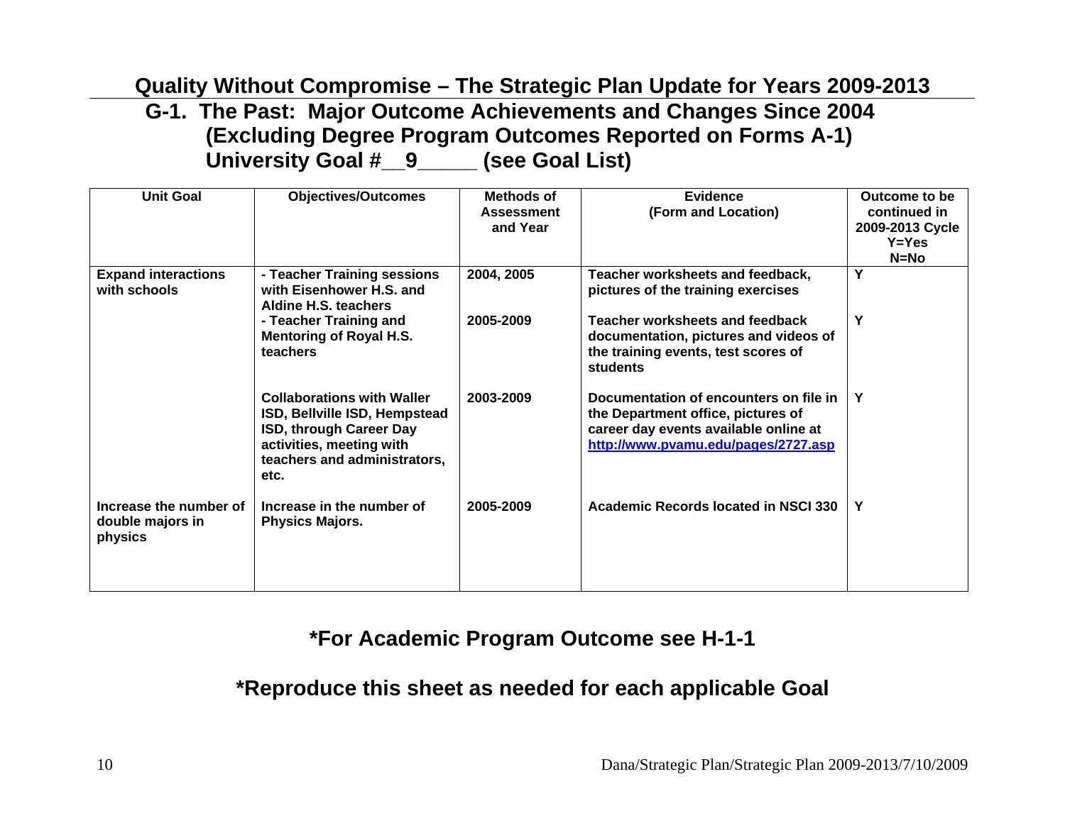## Quality Without Compromise – The Strategic Plan Update for Years 2009-2013

### G-1. The Past: Major Outcome Achievements and Changes Since 2004 (Excluding Degree Program Outcomes Reported on Forms A-1) University Goal #\_\_9\_\_\_\_\_ (see Goal List)

| Unit Goal | Objectives/Outcomes | Methods of Assessment and Year | Evidence (Form and Location) | Outcome to be continued in 2009-2013 Cycle Y=Yes N=No |
|---|---|---|---|---|
| Expand interactions with schools | - Teacher Training sessions with Eisenhower H.S. and Aldine H.S. teachers | 2004, 2005 | Teacher worksheets and feedback, pictures of the training exercises | Y |
| | - Teacher Training and Mentoring of Royal H.S. teachers | 2005-2009 | Teacher worksheets and feedback documentation, pictures and videos of the training events, test scores of students | Y |
| | Collaborations with Waller ISD, Bellville ISD, Hempstead ISD, through Career Day activities, meeting with teachers and administrators, etc. | 2003-2009 | Documentation of encounters on file in the Department office, pictures of career day events available online at http://www.pvamu.edu/pages/2727.asp | Y |
| Increase the number of double majors in physics | Increase in the number of Physics Majors. | 2005-2009 | Academic Records located in NSCI 330 | Y |

**\*For Academic Program Outcome see H-1-1**

**\*Reproduce this sheet as needed for each applicable Goal**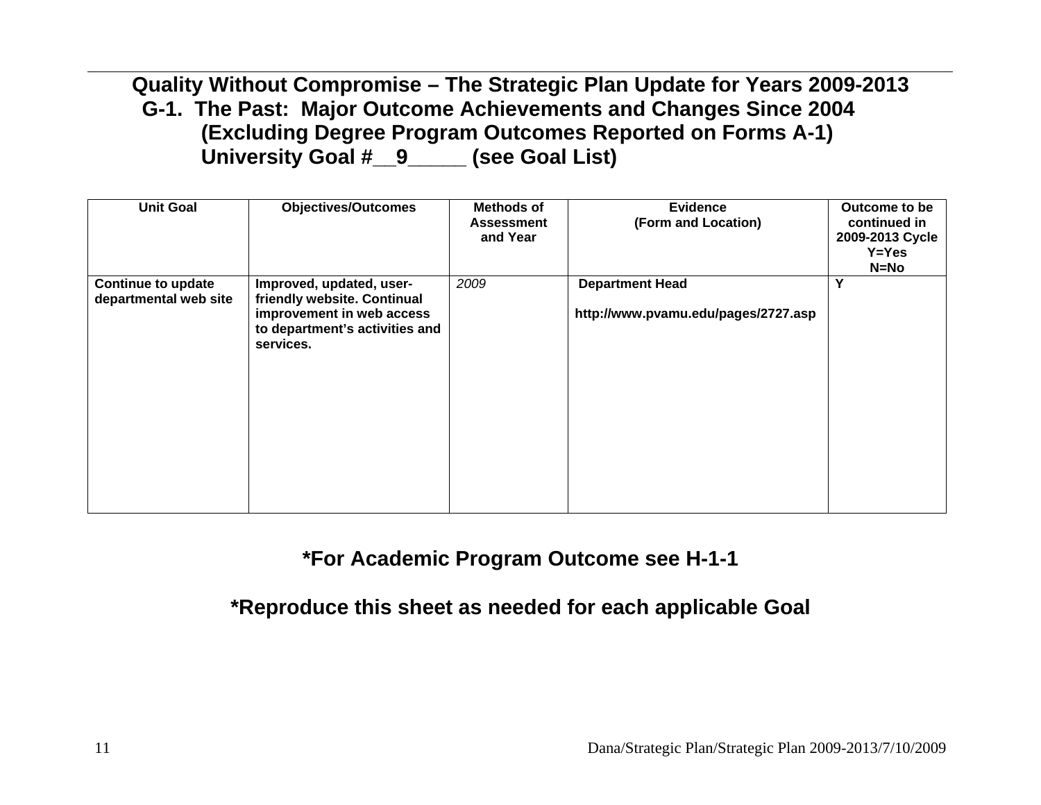# Quality Without Compromise – The Strategic Plan Update for Years 2009-2013

## G-1. The Past: Major Outcome Achievements and Changes Since 2004

## (Excluding Degree Program Outcomes Reported on Forms A-1)

## University Goal #__9_____ (see Goal List)

| Unit Goal | Objectives/Outcomes | Methods of Assessment and Year | Evidence (Form and Location) | Outcome to be continued in 2009-2013 Cycle Y=Yes N=No |
|---|---|---|---|---|
| **Continue to update departmental web site** | **Improved, updated, user-friendly website. Continual improvement in web access to department's activities and services.** | *2009* | **Department Head**<br><br>**http://www.pvamu.edu/pages/2727.asp** | **Y** |

**\*For Academic Program Outcome see H-1-1**

**\*Reproduce this sheet as needed for each applicable Goal**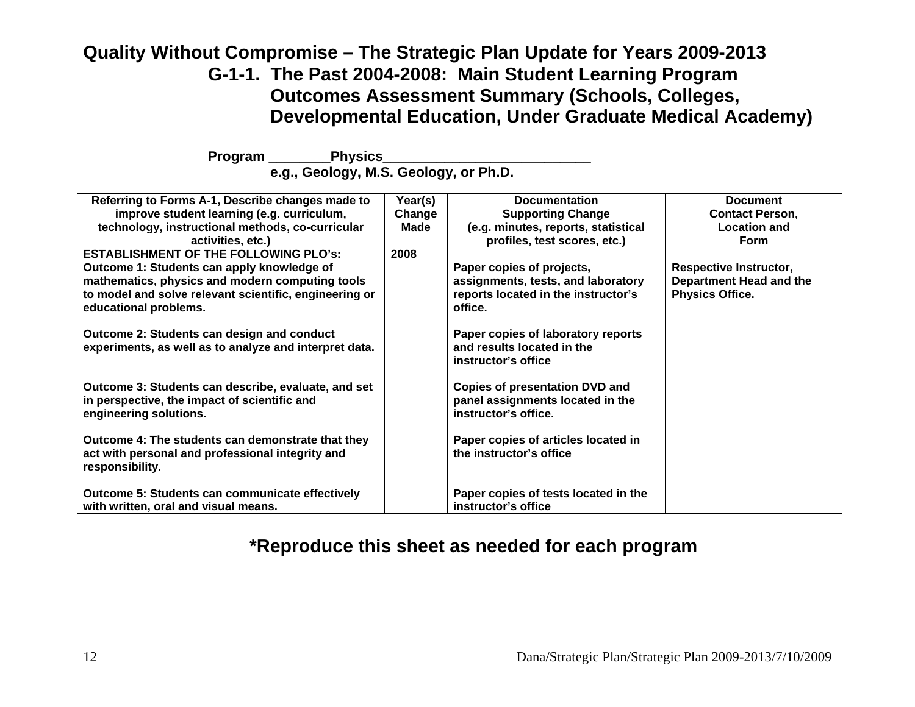## Quality Without Compromise – The Strategic Plan Update for Years 2009-2013

### G-1-1. The Past 2004-2008: Main Student Learning Program Outcomes Assessment Summary (Schools, Colleges, Developmental Education, Under Graduate Medical Academy)

**Program ________Physics___________________________**
**e.g., Geology, M.S. Geology, or Ph.D.**

| Referring to Forms A-1, Describe changes made to improve student learning (e.g. curriculum, technology, instructional methods, co-curricular activities, etc.) | Year(s) Change Made | Documentation Supporting Change (e.g. minutes, reports, statistical profiles, test scores, etc.) | Document Contact Person, Location and Form |
|---|---|---|---|
| **ESTABLISHMENT OF THE FOLLOWING PLO's:** | 2008 | | |
| Outcome 1: Students can apply knowledge of mathematics, physics and modern computing tools to model and solve relevant scientific, engineering or educational problems. | | Paper copies of projects, assignments, tests, and laboratory reports located in the instructor's office. | Respective Instructor, Department Head and the Physics Office. |
| Outcome 2: Students can design and conduct experiments, as well as to analyze and interpret data. | | Paper copies of laboratory reports and results located in the instructor's office | |
| Outcome 3: Students can describe, evaluate, and set in perspective, the impact of scientific and engineering solutions. | | Copies of presentation DVD and panel assignments located in the instructor's office. | |
| Outcome 4: The students can demonstrate that they act with personal and professional integrity and responsibility. | | Paper copies of articles located in the instructor's office | |
| Outcome 5: Students can communicate effectively with written, oral and visual means. | | Paper copies of tests located in the instructor's office | |

**\*Reproduce this sheet as needed for each program**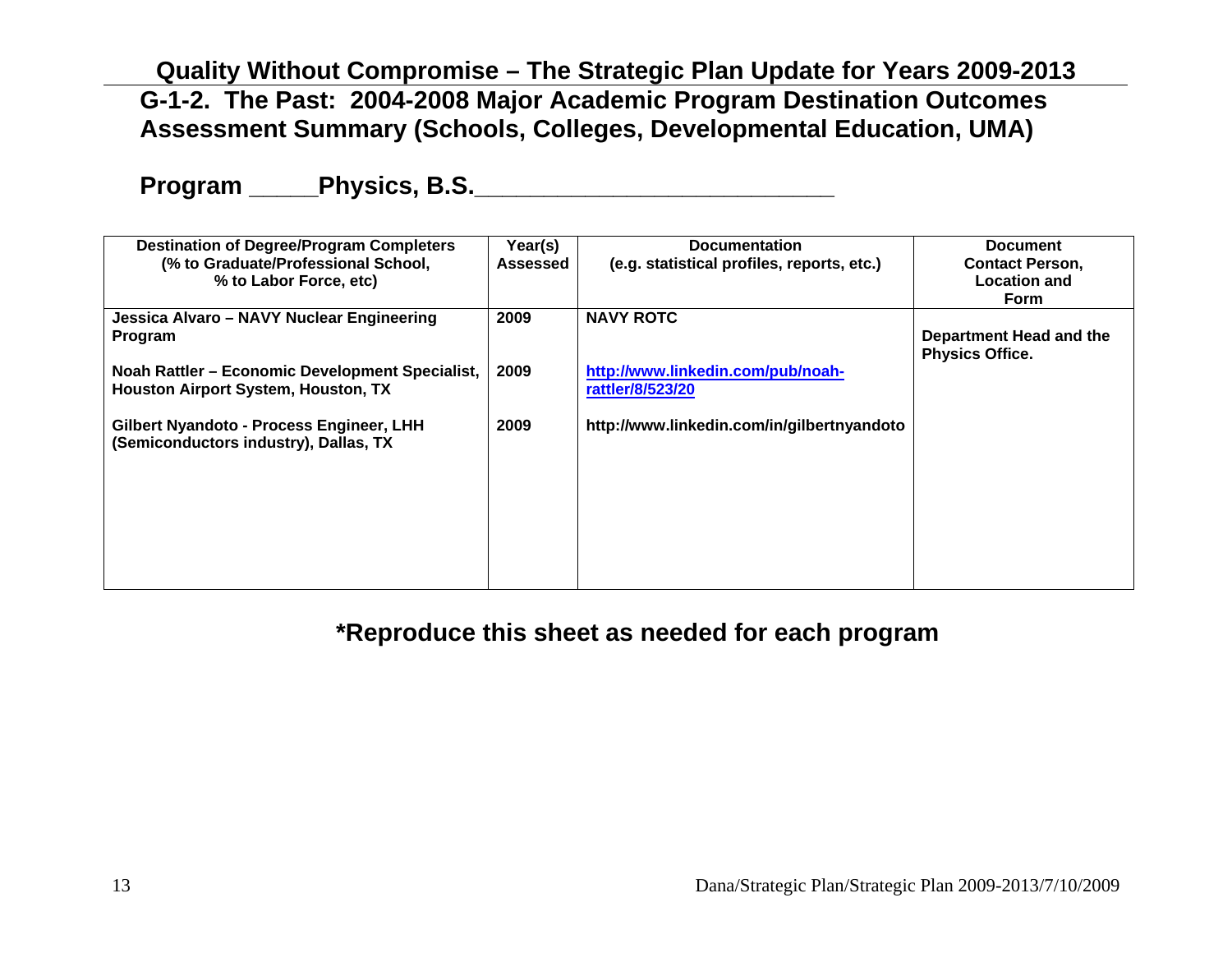## Quality Without Compromise – The Strategic Plan Update for Years 2009-2013

### G-1-2. The Past: 2004-2008 Major Academic Program Destination Outcomes Assessment Summary (Schools, Colleges, Developmental Education, UMA)

**Program _____Physics, B.S.___________________________**

| Destination of Degree/Program Completers (% to Graduate/Professional School, % to Labor Force, etc) | Year(s) Assessed | Documentation (e.g. statistical profiles, reports, etc.) | Document Contact Person, Location and Form |
|---|---|---|---|
| Jessica Alvaro – NAVY Nuclear Engineering Program | 2009 | NAVY ROTC | Department Head and the Physics Office. |
| Noah Rattler – Economic Development Specialist, Houston Airport System, Houston, TX | 2009 | http://www.linkedin.com/pub/noah-rattler/8/523/20 | |
| Gilbert Nyandoto - Process Engineer, LHH (Semiconductors industry), Dallas, TX | 2009 | http://www.linkedin.com/in/gilbertnyandoto | |

**\*Reproduce this sheet as needed for each program**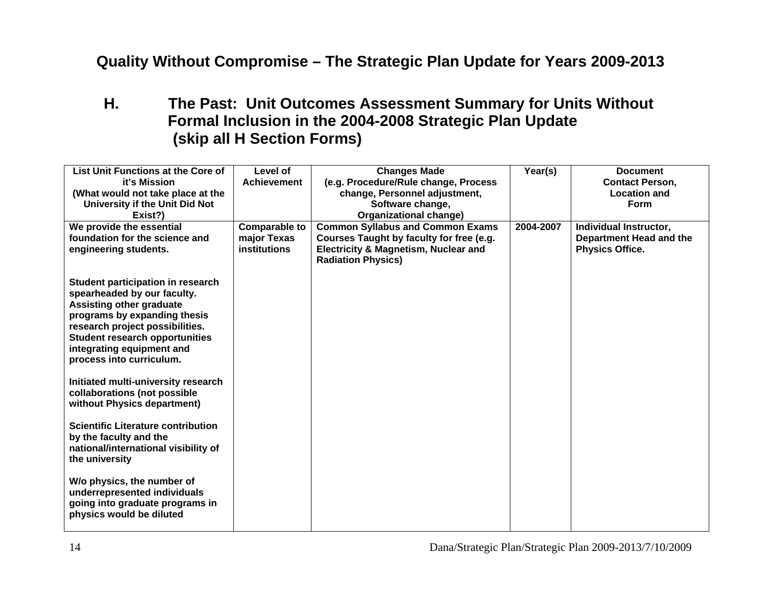# Quality Without Compromise – The Strategic Plan Update for Years 2009-2013

## H. The Past: Unit Outcomes Assessment Summary for Units Without Formal Inclusion in the 2004-2008 Strategic Plan Update (skip all H Section Forms)

| List Unit Functions at the Core of it's Mission (What would not take place at the University if the Unit Did Not Exist?) | Level of Achievement | Changes Made (e.g. Procedure/Rule change, Process change, Personnel adjustment, Software change, Organizational change) | Year(s) | Document Contact Person, Location and Form |
|---|---|---|---|---|
| We provide the essential foundation for the science and engineering students.<br><br>Student participation in research spearheaded by our faculty. Assisting other graduate programs by expanding thesis research project possibilities. Student research opportunities integrating equipment and process into curriculum.<br><br>Initiated multi-university research collaborations (not possible without Physics department)<br><br>Scientific Literature contribution by the faculty and the national/international visibility of the university<br><br>W/o physics, the number of underrepresented individuals going into graduate programs in physics would be diluted | Comparable to major Texas institutions | Common Syllabus and Common Exams Courses Taught by faculty for free (e.g. Electricity & Magnetism, Nuclear and Radiation Physics) | 2004-2007 | Individual Instructor, Department Head and the Physics Office. |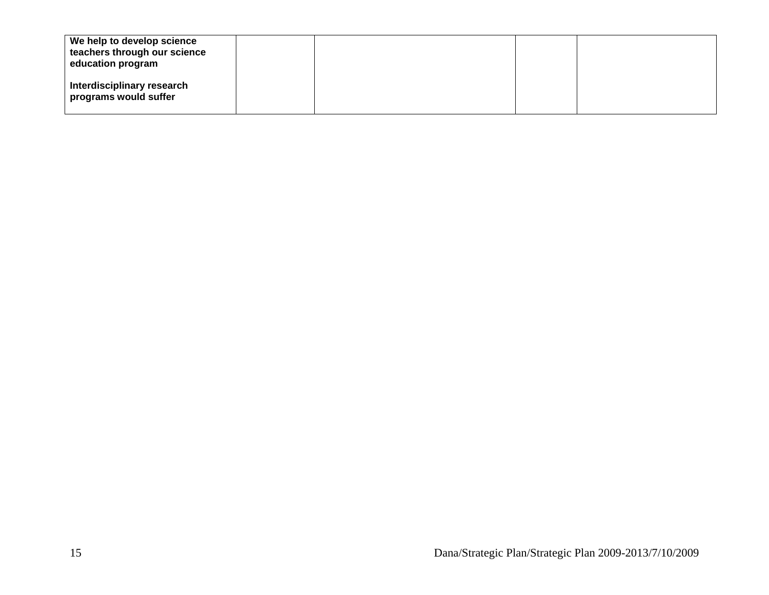| | | | | |
|---|---|---|---|---|
| **We help to develop science teachers through our science education program**<br><br>**Interdisciplinary research programs would suffer** | | | | |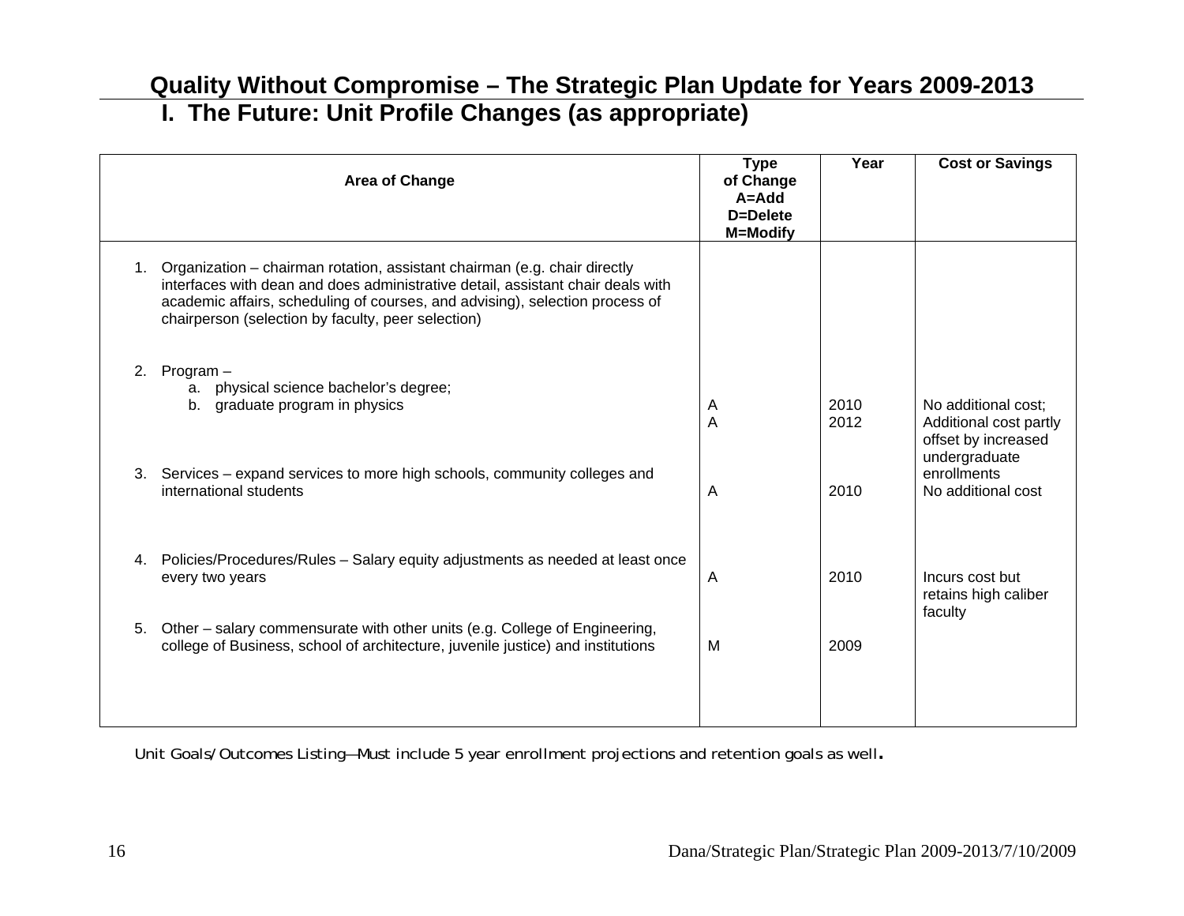# Quality Without Compromise – The Strategic Plan Update for Years 2009-2013

## I. The Future: Unit Profile Changes (as appropriate)

| Area of Change | Type of Change A=Add D=Delete M=Modify | Year | Cost or Savings |
|---|---|---|---|
| 1. Organization – chairman rotation, assistant chairman (e.g. chair directly interfaces with dean and does administrative detail, assistant chair deals with academic affairs, scheduling of courses, and advising), selection process of chairperson (selection by faculty, peer selection) | | | |
| 2. Program – a. physical science bachelor's degree; b. graduate program in physics | A<br>A | 2010<br>2012 | No additional cost;<br>Additional cost partly offset by increased undergraduate enrollments |
| 3. Services – expand services to more high schools, community colleges and international students | A | 2010 | No additional cost |
| 4. Policies/Procedures/Rules – Salary equity adjustments as needed at least once every two years | A | 2010 | Incurs cost but retains high caliber faculty |
| 5. Other – salary commensurate with other units (e.g. College of Engineering, college of Business, school of architecture, juvenile justice) and institutions | M | 2009 | |

Unit Goals/Outcomes Listing—Must include 5 year enrollment projections and retention goals as well.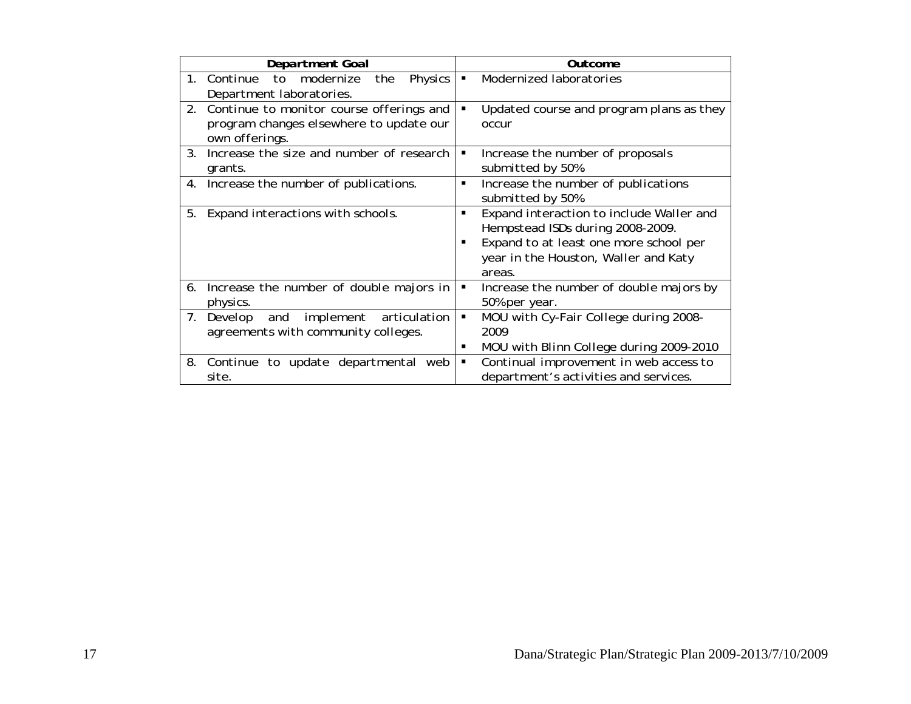| Department Goal | Outcome |
|---|---|
| 1. Continue to modernize the Physics Department laboratories. | ▪ Modernized laboratories |
| 2. Continue to monitor course offerings and program changes elsewhere to update our own offerings. | ▪ Updated course and program plans as they occur |
| 3. Increase the size and number of research grants. | ▪ Increase the number of proposals submitted by 50% |
| 4. Increase the number of publications. | ▪ Increase the number of publications submitted by 50% |
| 5. Expand interactions with schools. | ▪ Expand interaction to include Waller and Hempstead ISDs during 2008-2009.<br>▪ Expand to at least one more school per year in the Houston, Waller and Katy areas. |
| 6. Increase the number of double majors in physics. | ▪ Increase the number of double majors by 50% per year. |
| 7. Develop and implement articulation agreements with community colleges. | ▪ MOU with Cy-Fair College during 2008-2009<br>▪ MOU with Blinn College during 2009-2010 |
| 8. Continue to update departmental web site. | ▪ Continual improvement in web access to department's activities and services. |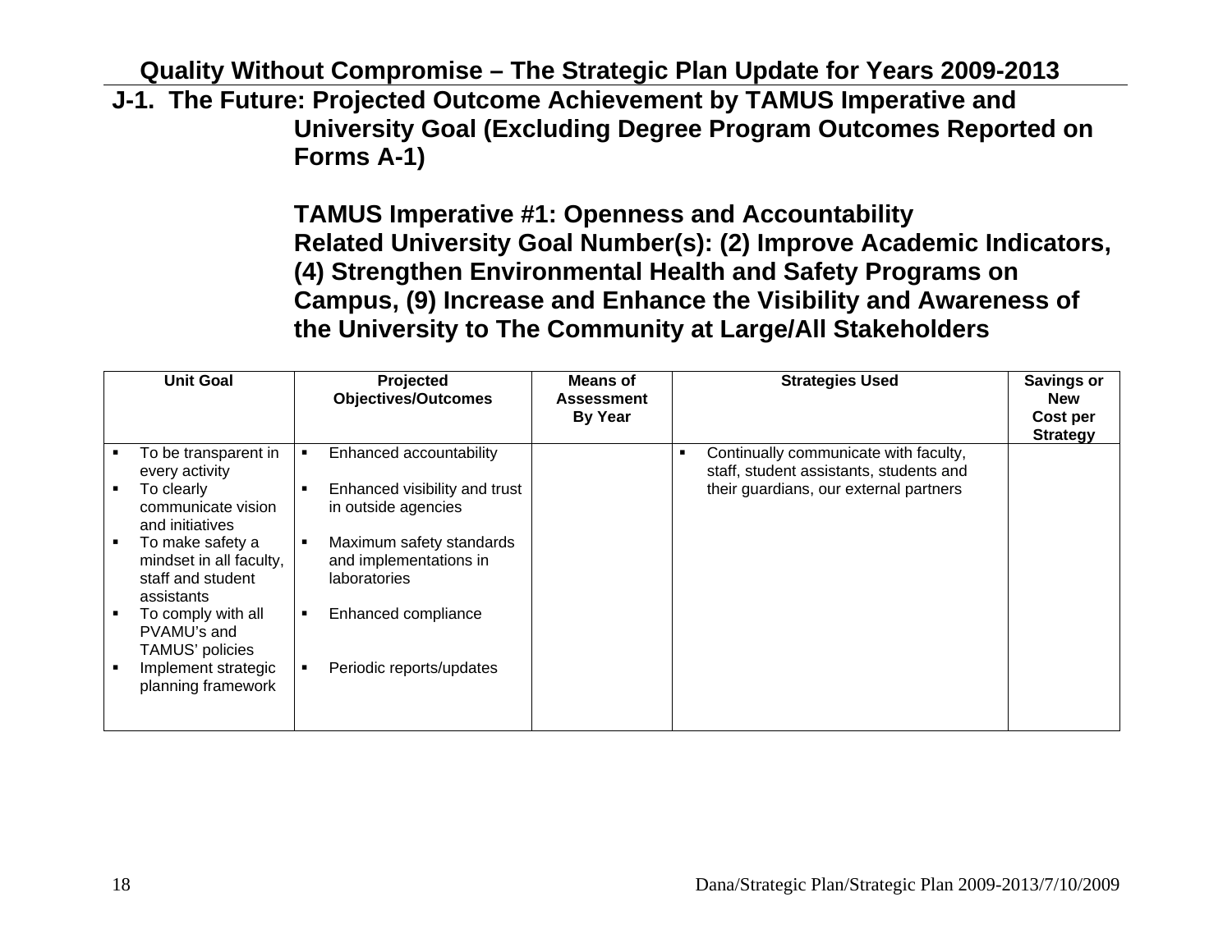## Quality Without Compromise – The Strategic Plan Update for Years 2009-2013

### J-1. The Future: Projected Outcome Achievement by TAMUS Imperative and University Goal (Excluding Degree Program Outcomes Reported on Forms A-1)

**TAMUS Imperative #1: Openness and Accountability**
**Related University Goal Number(s): (2) Improve Academic Indicators, (4) Strengthen Environmental Health and Safety Programs on Campus, (9) Increase and Enhance the Visibility and Awareness of the University to The Community at Large/All Stakeholders**

| Unit Goal | Projected Objectives/Outcomes | Means of Assessment By Year | Strategies Used | Savings or New Cost per Strategy |
|---|---|---|---|---|
| ▪ To be transparent in every activity<br>▪ To clearly communicate vision and initiatives<br>▪ To make safety a mindset in all faculty, staff and student assistants<br>▪ To comply with all PVAMU's and TAMUS' policies<br>▪ Implement strategic planning framework | ▪ Enhanced accountability<br>▪ Enhanced visibility and trust in outside agencies<br>▪ Maximum safety standards and implementations in laboratories<br>▪ Enhanced compliance<br>▪ Periodic reports/updates | | ▪ Continually communicate with faculty, staff, student assistants, students and their guardians, our external partners | |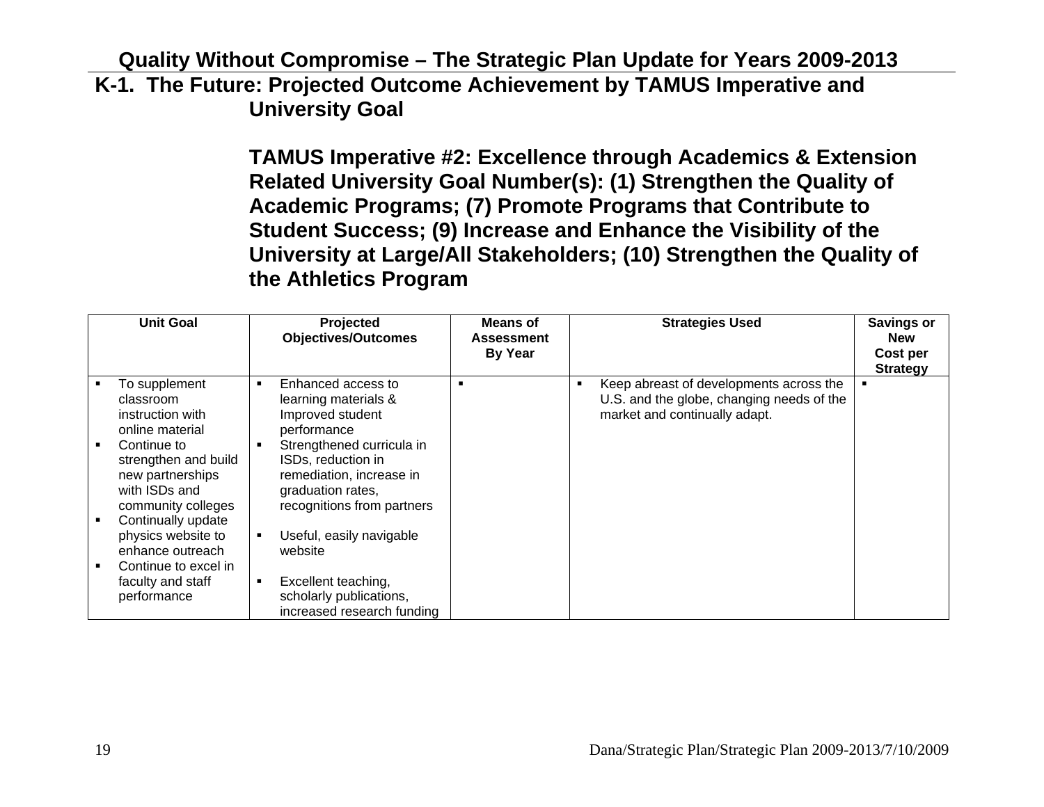## Quality Without Compromise – The Strategic Plan Update for Years 2009-2013

## K-1. The Future: Projected Outcome Achievement by TAMUS Imperative and University Goal

**TAMUS Imperative #2: Excellence through Academics & Extension**
**Related University Goal Number(s): (1) Strengthen the Quality of Academic Programs; (7) Promote Programs that Contribute to Student Success; (9) Increase and Enhance the Visibility of the University at Large/All Stakeholders; (10) Strengthen the Quality of the Athletics Program**

| Unit Goal | Projected Objectives/Outcomes | Means of Assessment By Year | Strategies Used | Savings or New Cost per Strategy |
|---|---|---|---|---|
| ▪ To supplement classroom instruction with online material<br>▪ Continue to strengthen and build new partnerships with ISDs and community colleges<br>▪ Continually update physics website to enhance outreach<br>▪ Continue to excel in faculty and staff performance | ▪ Enhanced access to learning materials & Improved student performance<br>▪ Strengthened curricula in ISDs, reduction in remediation, increase in graduation rates, recognitions from partners<br>▪ Useful, easily navigable website<br>▪ Excellent teaching, scholarly publications, increased research funding | ▪ | ▪ Keep abreast of developments across the U.S. and the globe, changing needs of the market and continually adapt. | ▪ |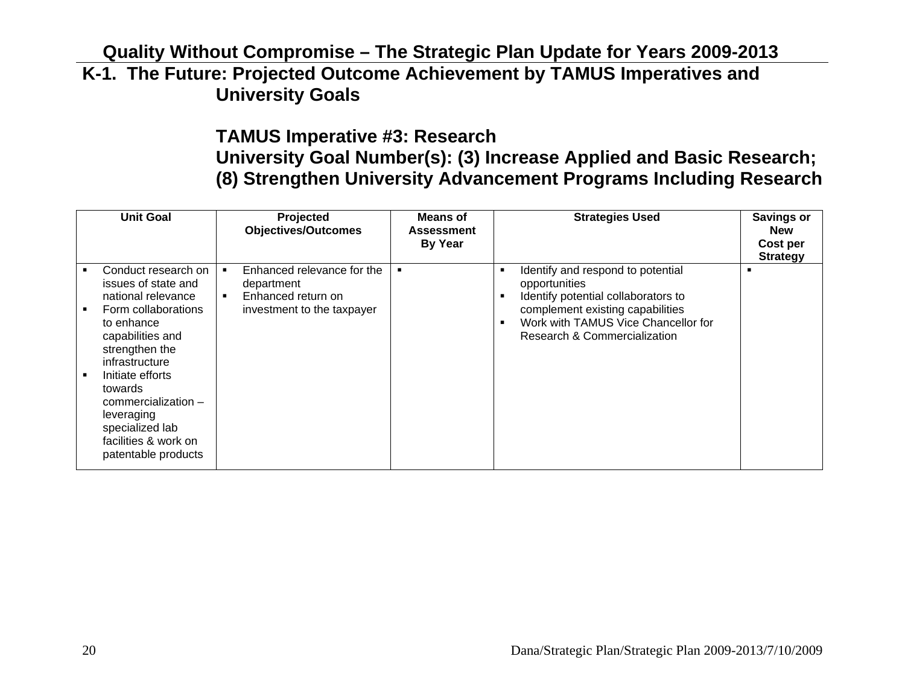## Quality Without Compromise – The Strategic Plan Update for Years 2009-2013

## K-1. The Future: Projected Outcome Achievement by TAMUS Imperatives and University Goals

### TAMUS Imperative #3: Research

### University Goal Number(s): (3) Increase Applied and Basic Research; (8) Strengthen University Advancement Programs Including Research

| Unit Goal | Projected Objectives/Outcomes | Means of Assessment By Year | Strategies Used | Savings or New Cost per Strategy |
|---|---|---|---|---|
| ▪ Conduct research on issues of state and national relevance<br>▪ Form collaborations to enhance capabilities and strengthen the infrastructure<br>▪ Initiate efforts towards commercialization – leveraging specialized lab facilities & work on patentable products | ▪ Enhanced relevance for the department<br>▪ Enhanced return on investment to the taxpayer | ▪ | ▪ Identify and respond to potential opportunities<br>▪ Identify potential collaborators to complement existing capabilities<br>▪ Work with TAMUS Vice Chancellor for Research & Commercialization | ▪ |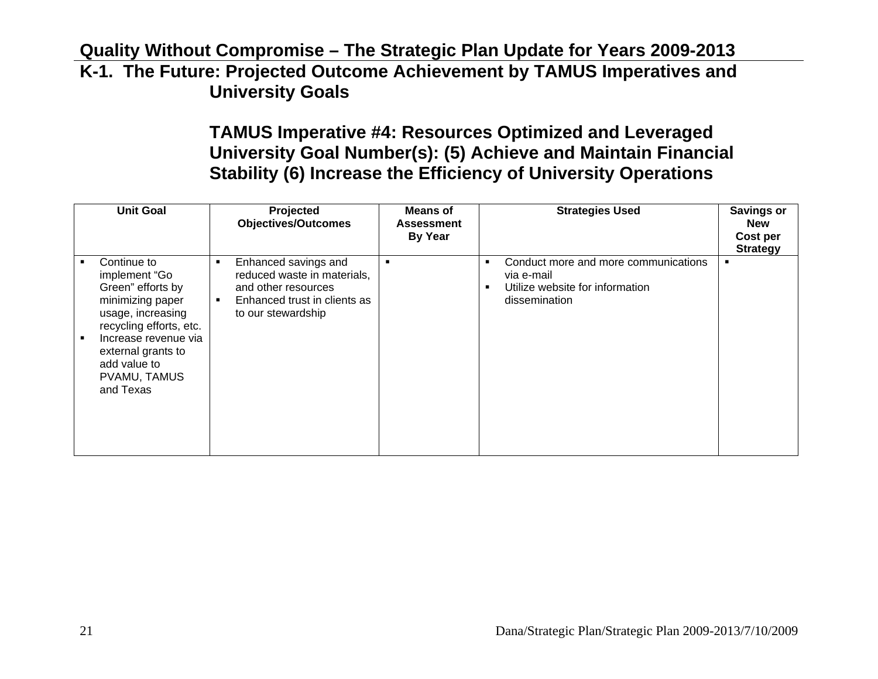## Quality Without Compromise – The Strategic Plan Update for Years 2009-2013

## K-1. The Future: Projected Outcome Achievement by TAMUS Imperatives and University Goals

### TAMUS Imperative #4: Resources Optimized and Leveraged
### University Goal Number(s): (5) Achieve and Maintain Financial Stability (6) Increase the Efficiency of University Operations

| Unit Goal | Projected Objectives/Outcomes | Means of Assessment By Year | Strategies Used | Savings or New Cost per Strategy |
|---|---|---|---|---|
| ▪ Continue to implement "Go Green" efforts by minimizing paper usage, increasing recycling efforts, etc.<br>▪ Increase revenue via external grants to add value to PVAMU, TAMUS and Texas | ▪ Enhanced savings and reduced waste in materials, and other resources<br>▪ Enhanced trust in clients as to our stewardship | ▪ | ▪ Conduct more and more communications via e-mail<br>▪ Utilize website for information dissemination | ▪ |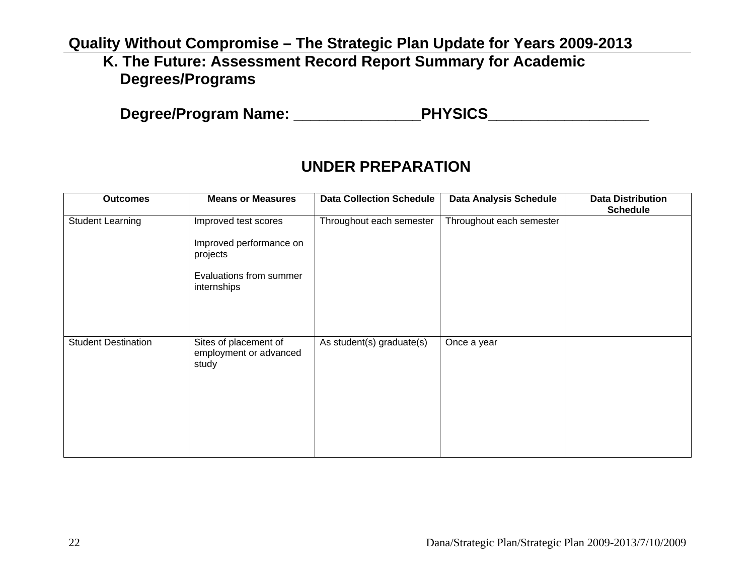**Quality Without Compromise – The Strategic Plan Update for Years 2009-2013**

## K. The Future: Assessment Record Report Summary for Academic Degrees/Programs

**Degree/Program Name: _______________PHYSICS___________________**

## UNDER PREPARATION

| Outcomes | Means or Measures | Data Collection Schedule | Data Analysis Schedule | Data Distribution Schedule |
|---|---|---|---|---|
| Student Learning | Improved test scores<br><br>Improved performance on projects<br><br>Evaluations from summer internships | Throughout each semester | Throughout each semester | |
| Student Destination | Sites of placement of employment or advanced study | As student(s) graduate(s) | Once a year | |